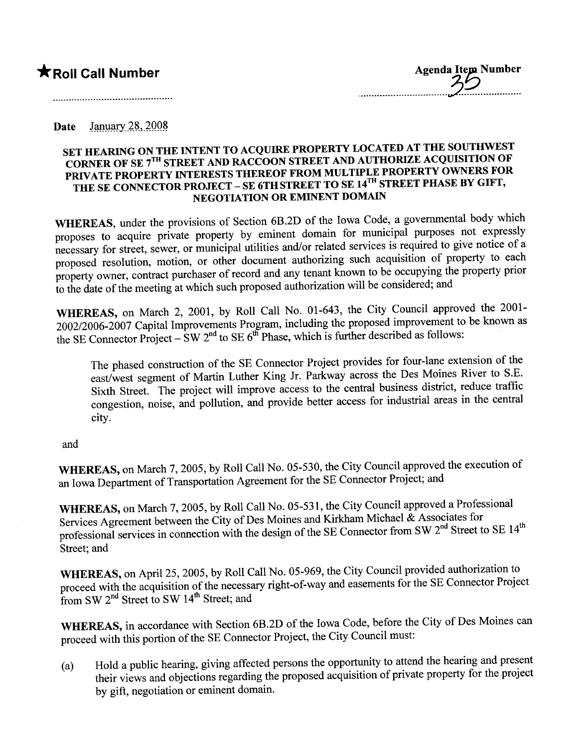★**Roll Call Number** ..............................................

**Agenda Item Number** 35

**Date** January 28, 2008

**SET HEARING ON THE INTENT TO ACQUIRE PROPERTY LOCATED AT THE SOUTHWEST CORNER OF SE 7TH STREET AND RACCOON STREET AND AUTHORIZE ACQUISITION OF PRIVATE PROPERTY INTERESTS THEREOF FROM MULTIPLE PROPERTY OWNERS FOR THE SE CONNECTOR PROJECT – SE 6TH STREET TO SE 14TH STREET PHASE BY GIFT, NEGOTIATION OR EMINENT DOMAIN**

**WHEREAS,** under the provisions of Section 6B.2D of the Iowa Code, a governmental body which proposes to acquire private property by eminent domain for municipal purposes not expressly necessary for street, sewer, or municipal utilities and/or related services is required to give notice of a proposed resolution, motion, or other document authorizing such acquisition of property to each property owner, contract purchaser of record and any tenant known to be occupying the property prior to the date of the meeting at which such proposed authorization will be considered; and

**WHEREAS,** on March 2, 2001, by Roll Call No. 01-643, the City Council approved the 2001-2002/2006-2007 Capital Improvements Program, including the proposed improvement to be known as the SE Connector Project – SW 2nd to SE 6th Phase, which is further described as follows:

> The phased construction of the SE Connector Project provides for four-lane extension of the east/west segment of Martin Luther King Jr. Parkway across the Des Moines River to S.E. Sixth Street. The project will improve access to the central business district, reduce traffic congestion, noise, and pollution, and provide better access for industrial areas in the central city.

and

**WHEREAS,** on March 7, 2005, by Roll Call No. 05-530, the City Council approved the execution of an Iowa Department of Transportation Agreement for the SE Connector Project; and

**WHEREAS,** on March 7, 2005, by Roll Call No. 05-531, the City Council approved a Professional Services Agreement between the City of Des Moines and Kirkham Michael & Associates for professional services in connection with the design of the SE Connector from SW 2nd Street to SE 14th Street; and

**WHEREAS,** on April 25, 2005, by Roll Call No. 05-969, the City Council provided authorization to proceed with the acquisition of the necessary right-of-way and easements for the SE Connector Project from SW 2nd Street to SW 14th Street; and

**WHEREAS,** in accordance with Section 6B.2D of the Iowa Code, before the City of Des Moines can proceed with this portion of the SE Connector Project, the City Council must:

(a) Hold a public hearing, giving affected persons the opportunity to attend the hearing and present their views and objections regarding the proposed acquisition of private property for the project by gift, negotiation or eminent domain.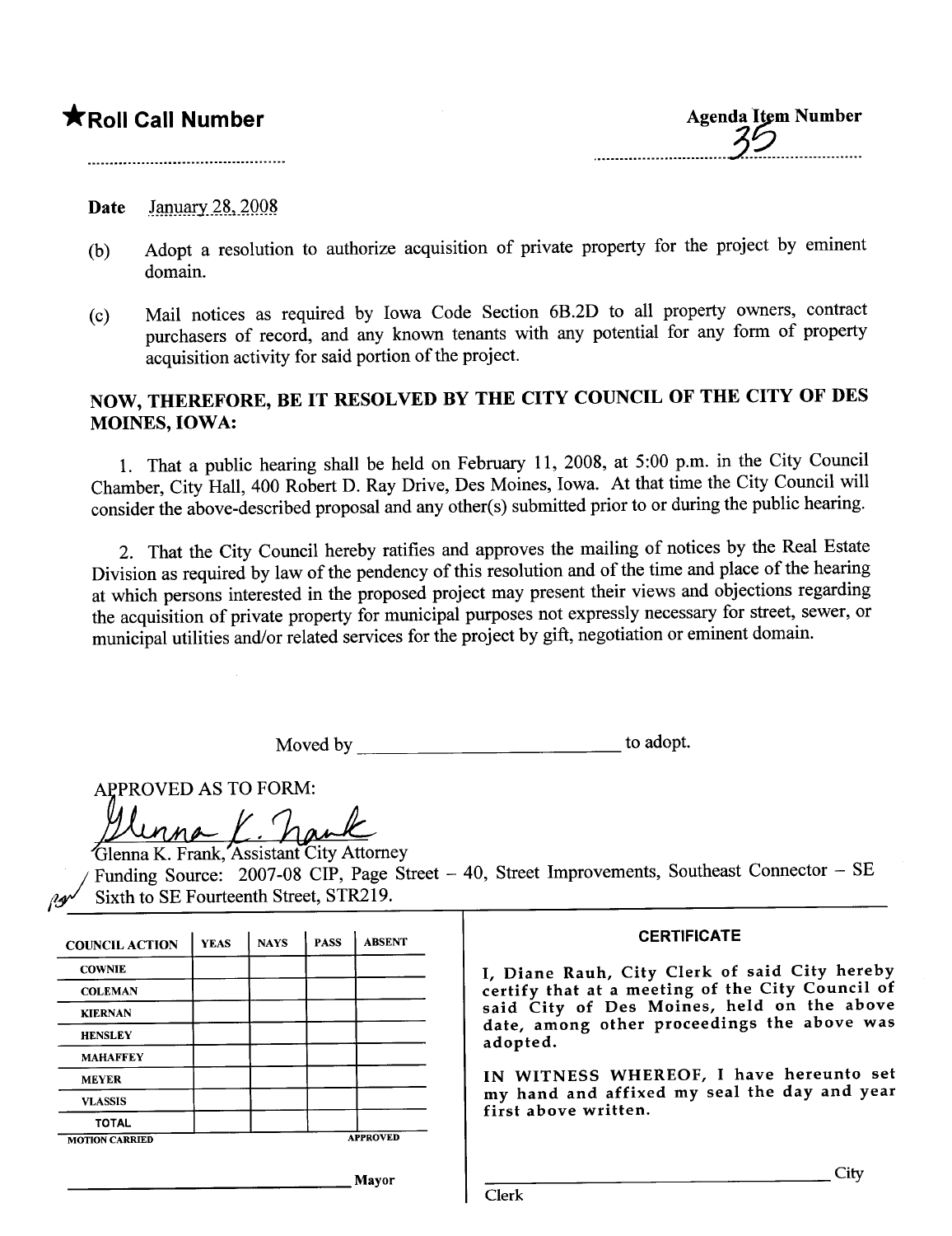**★Roll Call Number**

**Agenda Item Number**
35

**Date** January 28, 2008

(b) Adopt a resolution to authorize acquisition of private property for the project by eminent domain.

(c) Mail notices as required by Iowa Code Section 6B.2D to all property owners, contract purchasers of record, and any known tenants with any potential for any form of property acquisition activity for said portion of the project.

## NOW, THEREFORE, BE IT RESOLVED BY THE CITY COUNCIL OF THE CITY OF DES MOINES, IOWA:

1. That a public hearing shall be held on February 11, 2008, at 5:00 p.m. in the City Council Chamber, City Hall, 400 Robert D. Ray Drive, Des Moines, Iowa. At that time the City Council will consider the above-described proposal and any other(s) submitted prior to or during the public hearing.

2. That the City Council hereby ratifies and approves the mailing of notices by the Real Estate Division as required by law of the pendency of this resolution and of the time and place of the hearing at which persons interested in the proposed project may present their views and objections regarding the acquisition of private property for municipal purposes not expressly necessary for street, sewer, or municipal utilities and/or related services for the project by gift, negotiation or eminent domain.

Moved by ______________________ to adopt.

APPROVED AS TO FORM:

Glenna K. Frank, Assistant City Attorney

Funding Source: 2007-08 CIP, Page Street – 40, Street Improvements, Southeast Connector – SE Sixth to SE Fourteenth Street, STR219.

| COUNCIL ACTION | YEAS | NAYS | PASS | ABSENT |
|---|---|---|---|---|
| COWNIE | | | | |
| COLEMAN | | | | |
| KIERNAN | | | | |
| HENSLEY | | | | |
| MAHAFFEY | | | | |
| MEYER | | | | |
| VLASSIS | | | | |
| TOTAL | | | | |
| MOTION CARRIED | | | | APPROVED |

______________________ Mayor

**CERTIFICATE**

I, Diane Rauh, City Clerk of said City hereby certify that at a meeting of the City Council of said City of Des Moines, held on the above date, among other proceedings the above was adopted.

IN WITNESS WHEREOF, I have hereunto set my hand and affixed my seal the day and year first above written.

______________________ City Clerk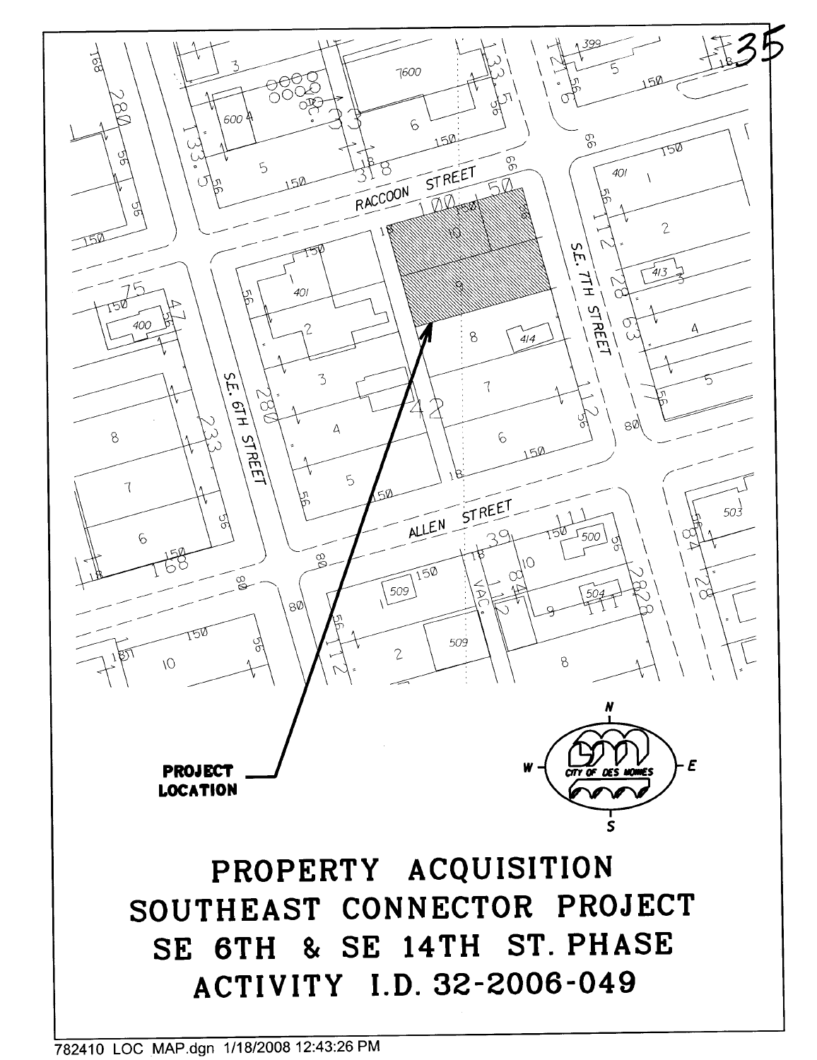35

RACCOON STREET

ALLEN STREET

S.E. 6TH STREET

S.E. 7TH STREET

**PROJECT LOCATION**

N

W

E

S

CITY OF DES MOINES

# PROPERTY ACQUISITION
# SOUTHEAST CONNECTOR PROJECT
# SE 6TH & SE 14TH ST. PHASE
# ACTIVITY I.D. 32-2006-049

782410 LOC MAP.dgn 1/18/2008 12:43:26 PM